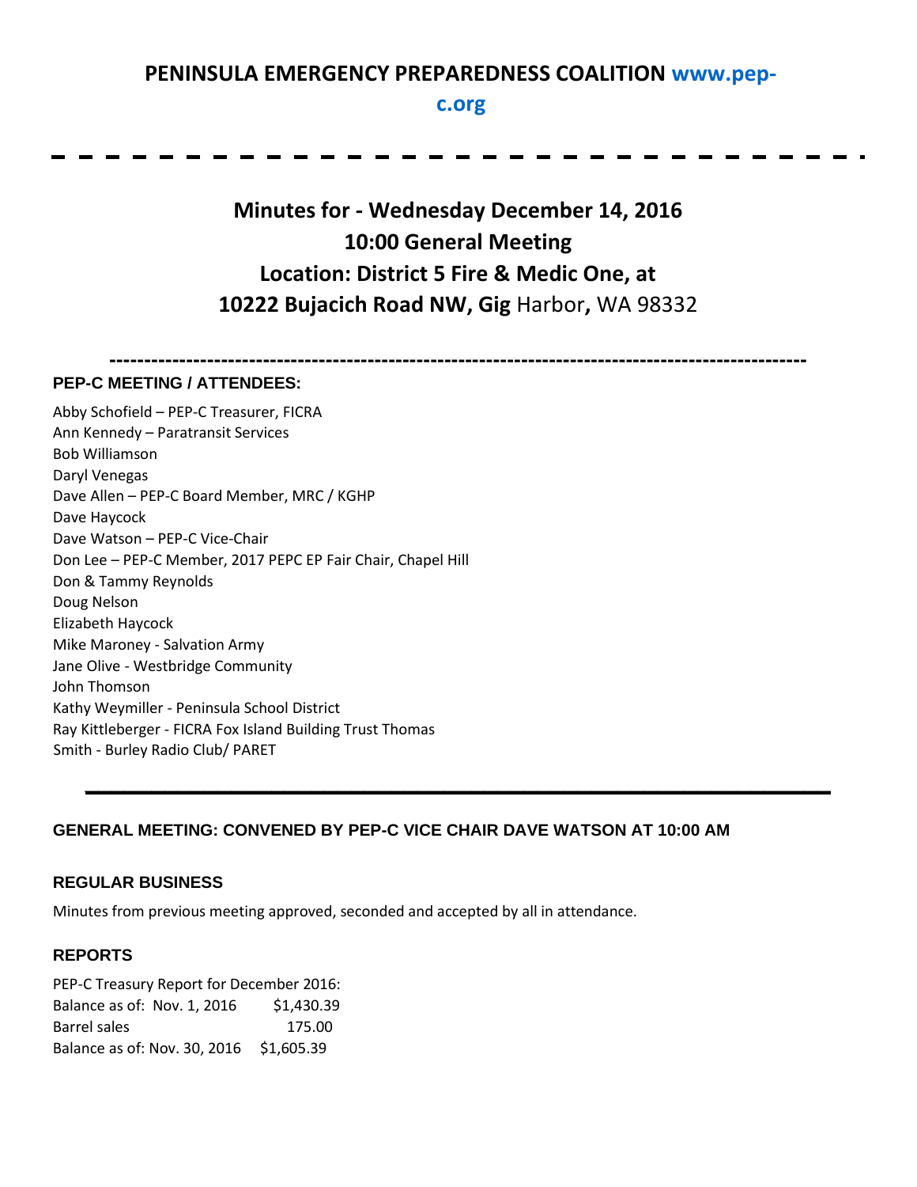# PENINSULA EMERGENCY PREPAREDNESS COALITION www.pep-c.org

## Minutes for - Wednesday December 14, 2016
## 10:00 General Meeting
## Location: District 5 Fire & Medic One, at
## 10222 Bujacich Road NW, Gig Harbor, WA 98332

---

### PEP-C MEETING / ATTENDEES:

Abby Schofield – PEP-C Treasurer, FICRA
Ann Kennedy – Paratransit Services
Bob Williamson
Daryl Venegas
Dave Allen – PEP-C Board Member, MRC / KGHP
Dave Haycock
Dave Watson – PEP-C Vice-Chair
Don Lee – PEP-C Member, 2017 PEPC EP Fair Chair, Chapel Hill
Don & Tammy Reynolds
Doug Nelson
Elizabeth Haycock
Mike Maroney - Salvation Army
Jane Olive - Westbridge Community
John Thomson
Kathy Weymiller - Peninsula School District
Ray Kittleberger - FICRA Fox Island Building Trust Thomas
Smith - Burley Radio Club/ PARET

---

### GENERAL MEETING: CONVENED BY PEP-C VICE CHAIR DAVE WATSON AT 10:00 AM

### REGULAR BUSINESS

Minutes from previous meeting approved, seconded and accepted by all in attendance.

### REPORTS

PEP-C Treasury Report for December 2016:

| | |
|---|---|
| Balance as of: Nov. 1, 2016 | $1,430.39 |
| Barrel sales | 175.00 |
| Balance as of: Nov. 30, 2016 | $1,605.39 |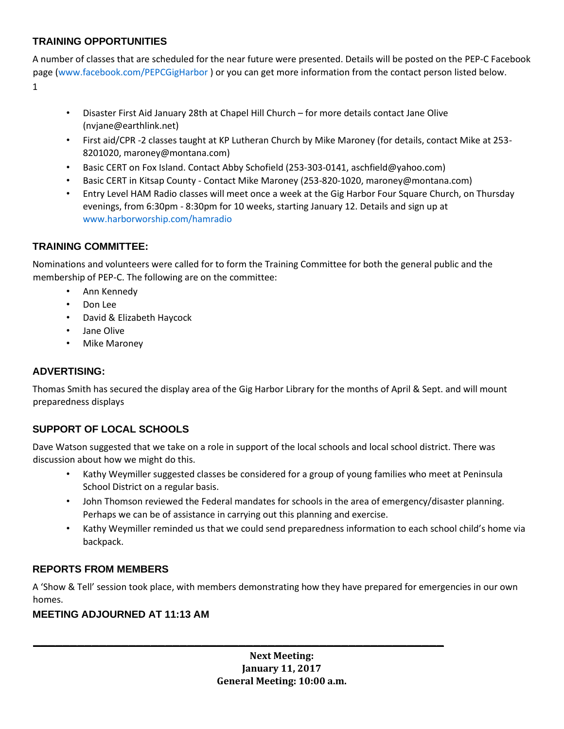## TRAINING OPPORTUNITIES

A number of classes that are scheduled for the near future were presented. Details will be posted on the PEP-C Facebook page (www.facebook.com/PEPCGigHarbor ) or you can get more information from the contact person listed below.
1

- Disaster First Aid January 28th at Chapel Hill Church – for more details contact Jane Olive (nvjane@earthlink.net)
- First aid/CPR -2 classes taught at KP Lutheran Church by Mike Maroney (for details, contact Mike at 253-8201020, maroney@montana.com)
- Basic CERT on Fox Island. Contact Abby Schofield (253-303-0141, aschfield@yahoo.com)
- Basic CERT in Kitsap County - Contact Mike Maroney (253-820-1020, maroney@montana.com)
- Entry Level HAM Radio classes will meet once a week at the Gig Harbor Four Square Church, on Thursday evenings, from 6:30pm - 8:30pm for 10 weeks, starting January 12. Details and sign up at www.harborworship.com/hamradio

## TRAINING COMMITTEE:

Nominations and volunteers were called for to form the Training Committee for both the general public and the membership of PEP-C. The following are on the committee:

- Ann Kennedy
- Don Lee
- David & Elizabeth Haycock
- Jane Olive
- Mike Maroney

## ADVERTISING:

Thomas Smith has secured the display area of the Gig Harbor Library for the months of April & Sept. and will mount preparedness displays

## SUPPORT OF LOCAL SCHOOLS

Dave Watson suggested that we take on a role in support of the local schools and local school district. There was discussion about how we might do this.

- Kathy Weymiller suggested classes be considered for a group of young families who meet at Peninsula School District on a regular basis.
- John Thomson reviewed the Federal mandates for schools in the area of emergency/disaster planning. Perhaps we can be of assistance in carrying out this planning and exercise.
- Kathy Weymiller reminded us that we could send preparedness information to each school child's home via backpack.

## REPORTS FROM MEMBERS

A 'Show & Tell' session took place, with members demonstrating how they have prepared for emergencies in our own homes.

## MEETING ADJOURNED AT 11:13 AM

---

**Next Meeting:**
**January 11, 2017**
**General Meeting: 10:00 a.m.**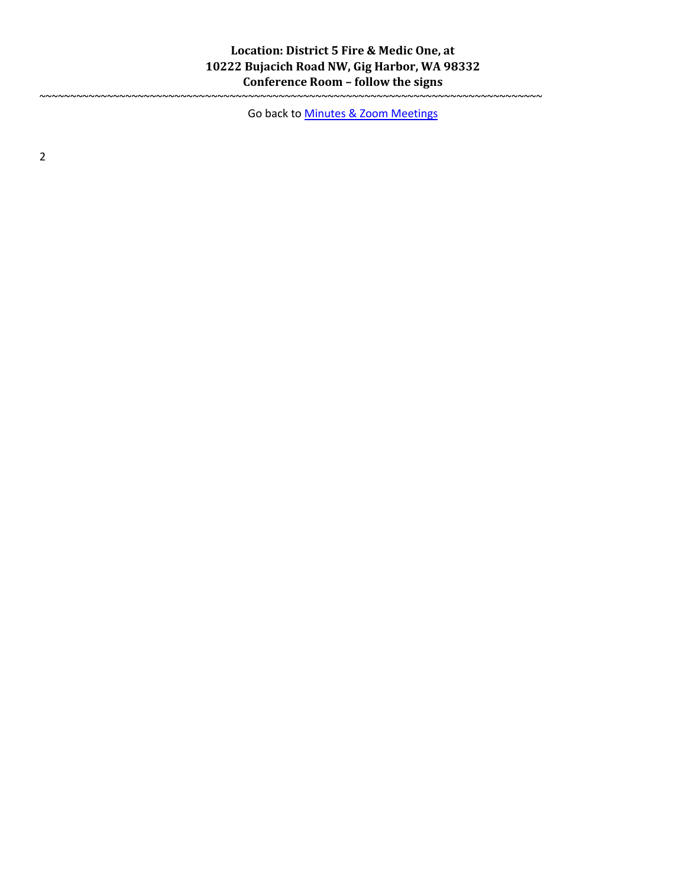**Location: District 5 Fire & Medic One, at**
**10222 Bujacich Road NW, Gig Harbor, WA 98332**
**Conference Room – follow the signs**

~~~~~~~~~~~~~~~~~~~~~~~~~~~~~~~~~~~~~~~~~~~~~~~~~~~~~~~~~~~~~~~~~~~~~~~~~~~~~~~~~~~~~~~~~~~~~~~~~~~~~~~~~~~~~~~~~~~~~~~~~~~~~~~~~~~~~~~

Go back to [Minutes & Zoom Meetings]